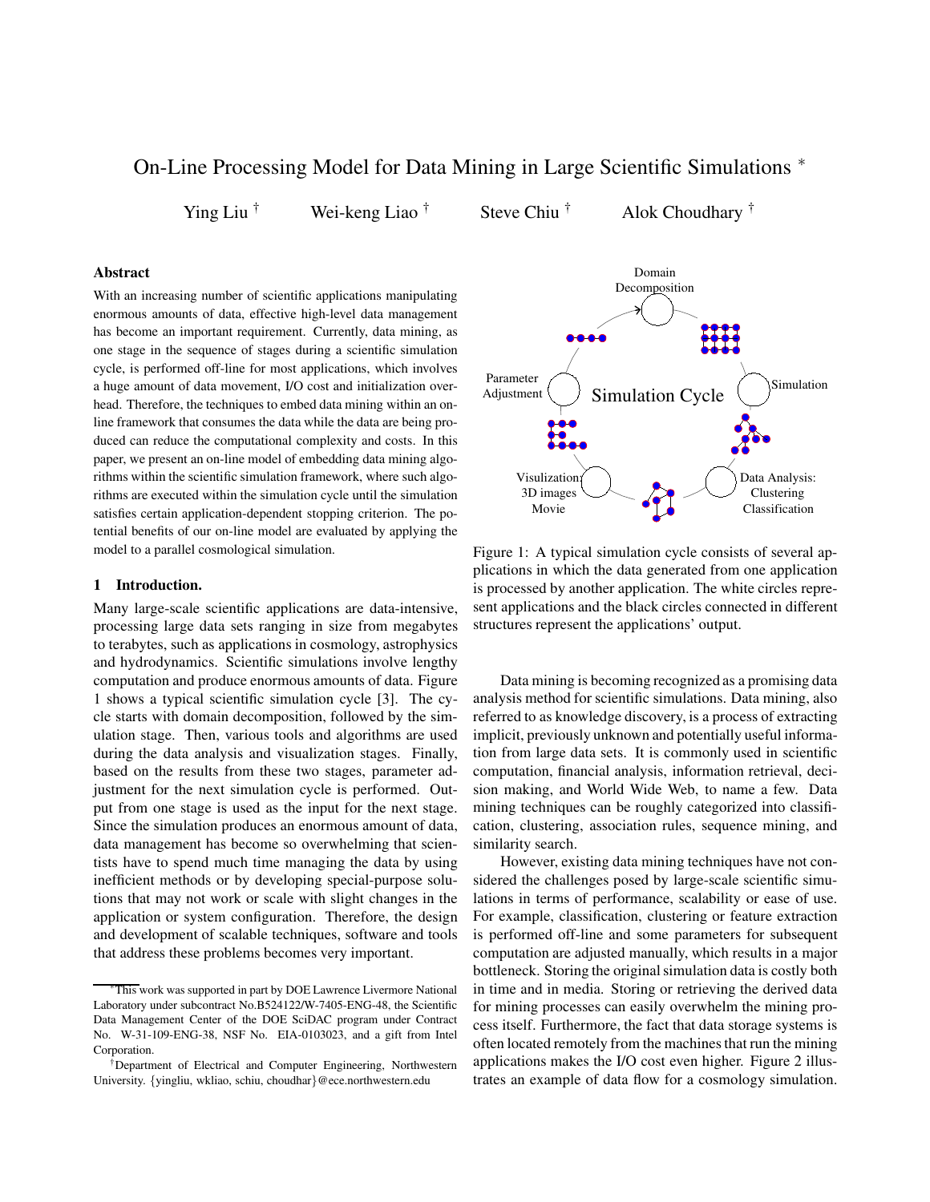# On-Line Processing Model for Data Mining in Large Scientific Simulations *

Ying Liu † Wei-keng Liao † Steve Chiu † Alok Choudhary †

## Abstract

With an increasing number of scientific applications manipulating enormous amounts of data, effective high-level data management has become an important requirement. Currently, data mining, as one stage in the sequence of stages during a scientific simulation cycle, is performed off-line for most applications, which involves a huge amount of data movement, I/O cost and initialization overhead. Therefore, the techniques to embed data mining within an on-line framework that consumes the data while the data are being produced can reduce the computational complexity and costs. In this paper, we present an on-line model of embedding data mining algorithms within the scientific simulation framework, where such algorithms are executed within the simulation cycle until the simulation satisfies certain application-dependent stopping criterion. The potential benefits of our on-line model are evaluated by applying the model to a parallel cosmological simulation.

## 1 Introduction.

Many large-scale scientific applications are data-intensive, processing large data sets ranging in size from megabytes to terabytes, such as applications in cosmology, astrophysics and hydrodynamics. Scientific simulations involve lengthy computation and produce enormous amounts of data. Figure 1 shows a typical scientific simulation cycle [3]. The cycle starts with domain decomposition, followed by the simulation stage. Then, various tools and algorithms are used during the data analysis and visualization stages. Finally, based on the results from these two stages, parameter adjustment for the next simulation cycle is performed. Output from one stage is used as the input for the next stage. Since the simulation produces an enormous amount of data, data management has become so overwhelming that scientists have to spend much time managing the data by using inefficient methods or by developing special-purpose solutions that may not work or scale with slight changes in the application or system configuration. Therefore, the design and development of scalable techniques, software and tools that address these problems becomes very important.

Domain Decomposition

Simulation

Data Analysis: Clustering Classification

Visulization: 3D images Movie

Parameter Adjustment

Simulation Cycle

Figure 1: A typical simulation cycle consists of several applications in which the data generated from one application is processed by another application. The white circles represent applications and the black circles connected in different structures represent the applications' output.

Data mining is becoming recognized as a promising data analysis method for scientific simulations. Data mining, also referred to as knowledge discovery, is a process of extracting implicit, previously unknown and potentially useful information from large data sets. It is commonly used in scientific computation, financial analysis, information retrieval, decision making, and World Wide Web, to name a few. Data mining techniques can be roughly categorized into classification, clustering, association rules, sequence mining, and similarity search.

However, existing data mining techniques have not considered the challenges posed by large-scale scientific simulations in terms of performance, scalability or ease of use. For example, classification, clustering or feature extraction is performed off-line and some parameters for subsequent computation are adjusted manually, which results in a major bottleneck. Storing the original simulation data is costly both in time and in media. Storing or retrieving the derived data for mining processes can easily overwhelm the mining process itself. Furthermore, the fact that data storage systems is often located remotely from the machines that run the mining applications makes the I/O cost even higher. Figure 2 illustrates an example of data flow for a cosmology simulation.

*This work was supported in part by DOE Lawrence Livermore National Laboratory under subcontract No.B524122/W-7405-ENG-48, the Scientific Data Management Center of the DOE SciDAC program under Contract No. W-31-109-ENG-38, NSF No. EIA-0103023, and a gift from Intel Corporation.

†Department of Electrical and Computer Engineering, Northwestern University. {yingliu, wkliao, schiu, choudhar}@ece.northwestern.edu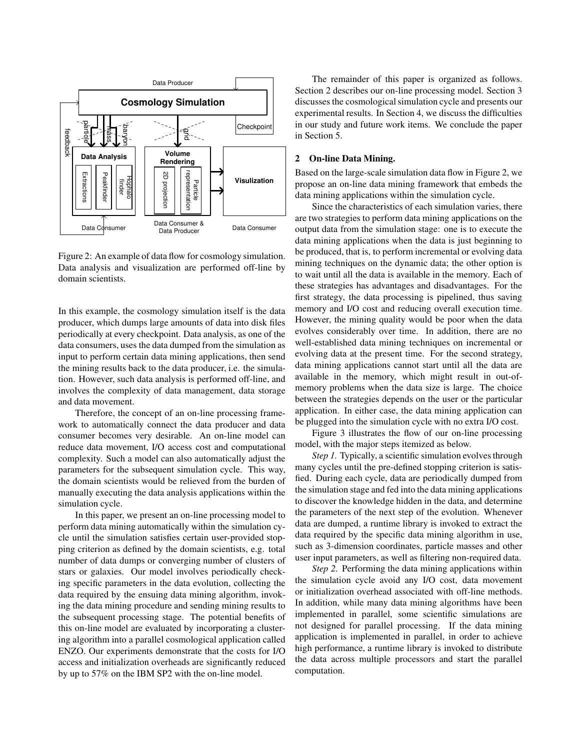Data Producer

Cosmology Simulation

Checkpoint

feedback

particle

mass

baryon

grid

Data Analysis

Extractions

Peakfinder

Hophalo finder

Volume Rendering

2D projection

Particle representation

Visulization

Data Consumer

Data Consumer & Data Producer

Data Consumer

Figure 2: An example of data flow for cosmology simulation. Data analysis and visualization are performed off-line by domain scientists.

In this example, the cosmology simulation itself is the data producer, which dumps large amounts of data into disk files periodically at every checkpoint. Data analysis, as one of the data consumers, uses the data dumped from the simulation as input to perform certain data mining applications, then send the mining results back to the data producer, i.e. the simulation. However, such data analysis is performed off-line, and involves the complexity of data management, data storage and data movement.

Therefore, the concept of an on-line processing framework to automatically connect the data producer and data consumer becomes very desirable. An on-line model can reduce data movement, I/O access cost and computational complexity. Such a model can also automatically adjust the parameters for the subsequent simulation cycle. This way, the domain scientists would be relieved from the burden of manually executing the data analysis applications within the simulation cycle.

In this paper, we present an on-line processing model to perform data mining automatically within the simulation cycle until the simulation satisfies certain user-provided stopping criterion as defined by the domain scientists, e.g. total number of data dumps or converging number of clusters of stars or galaxies. Our model involves periodically checking specific parameters in the data evolution, collecting the data required by the ensuing data mining algorithm, invoking the data mining procedure and sending mining results to the subsequent processing stage. The potential benefits of this on-line model are evaluated by incorporating a clustering algorithm into a parallel cosmological application called ENZO. Our experiments demonstrate that the costs for I/O access and initialization overheads are significantly reduced by up to 57% on the IBM SP2 with the on-line model.

The remainder of this paper is organized as follows. Section 2 describes our on-line processing model. Section 3 discusses the cosmological simulation cycle and presents our experimental results. In Section 4, we discuss the difficulties in our study and future work items. We conclude the paper in Section 5.

## 2 On-line Data Mining.

Based on the large-scale simulation data flow in Figure 2, we propose an on-line data mining framework that embeds the data mining applications within the simulation cycle.

Since the characteristics of each simulation varies, there are two strategies to perform data mining applications on the output data from the simulation stage: one is to execute the data mining applications when the data is just beginning to be produced, that is, to perform incremental or evolving data mining techniques on the dynamic data; the other option is to wait until all the data is available in the memory. Each of these strategies has advantages and disadvantages. For the first strategy, the data processing is pipelined, thus saving memory and I/O cost and reducing overall execution time. However, the mining quality would be poor when the data evolves considerably over time. In addition, there are no well-established data mining techniques on incremental or evolving data at the present time. For the second strategy, data mining applications cannot start until all the data are available in the memory, which might result in out-of-memory problems when the data size is large. The choice between the strategies depends on the user or the particular application. In either case, the data mining application can be plugged into the simulation cycle with no extra I/O cost.

Figure 3 illustrates the flow of our on-line processing model, with the major steps itemized as below.

*Step 1.* Typically, a scientific simulation evolves through many cycles until the pre-defined stopping criterion is satisfied. During each cycle, data are periodically dumped from the simulation stage and fed into the data mining applications to discover the knowledge hidden in the data, and determine the parameters of the next step of the evolution. Whenever data are dumped, a runtime library is invoked to extract the data required by the specific data mining algorithm in use, such as 3-dimension coordinates, particle masses and other user input parameters, as well as filtering non-required data.

*Step 2.* Performing the data mining applications within the simulation cycle avoid any I/O cost, data movement or initialization overhead associated with off-line methods. In addition, while many data mining algorithms have been implemented in parallel, some scientific simulations are not designed for parallel processing. If the data mining application is implemented in parallel, in order to achieve high performance, a runtime library is invoked to distribute the data across multiple processors and start the parallel computation.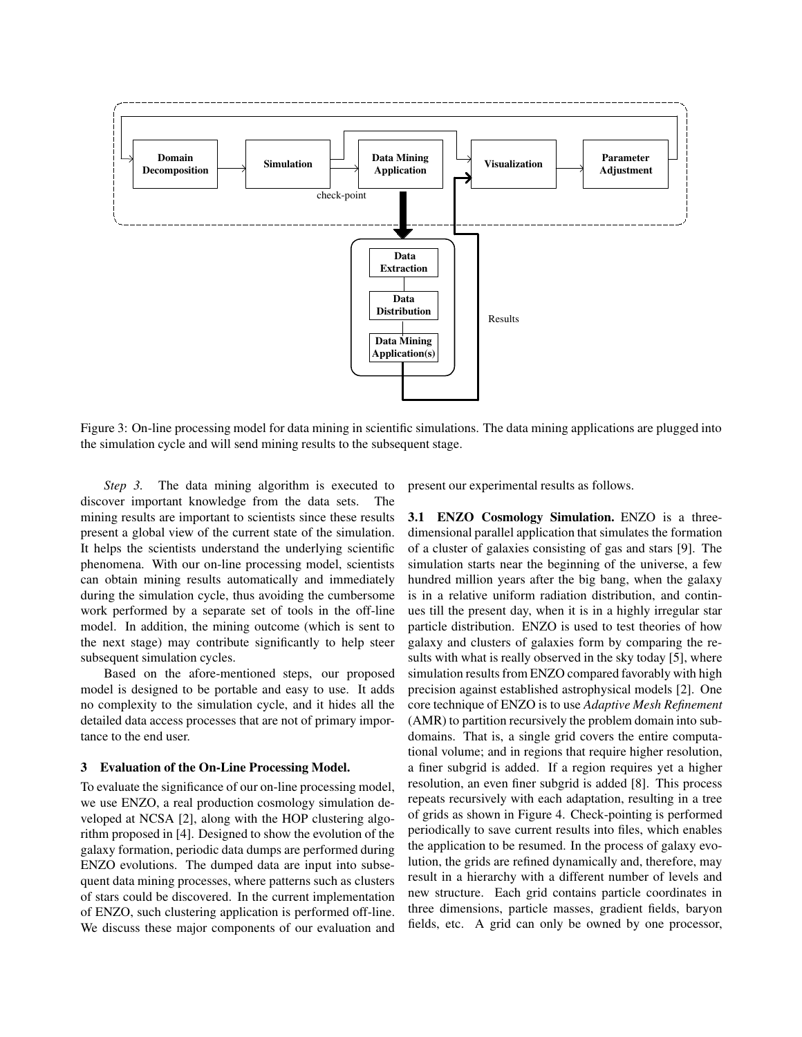Domain Decomposition

Simulation

Data Mining Application

Visualization

Parameter Adjustment

check-point

Data Extraction

Data Distribution

Data Mining Application(s)

Results

Figure 3: On-line processing model for data mining in scientific simulations. The data mining applications are plugged into the simulation cycle and will send mining results to the subsequent stage.

*Step 3.* The data mining algorithm is executed to discover important knowledge from the data sets. The mining results are important to scientists since these results present a global view of the current state of the simulation. It helps the scientists understand the underlying scientific phenomena. With our on-line processing model, scientists can obtain mining results automatically and immediately during the simulation cycle, thus avoiding the cumbersome work performed by a separate set of tools in the off-line model. In addition, the mining outcome (which is sent to the next stage) may contribute significantly to help steer subsequent simulation cycles.

Based on the afore-mentioned steps, our proposed model is designed to be portable and easy to use. It adds no complexity to the simulation cycle, and it hides all the detailed data access processes that are not of primary importance to the end user.

## 3 Evaluation of the On-Line Processing Model.

To evaluate the significance of our on-line processing model, we use ENZO, a real production cosmology simulation developed at NCSA [2], along with the HOP clustering algorithm proposed in [4]. Designed to show the evolution of the galaxy formation, periodic data dumps are performed during ENZO evolutions. The dumped data are input into subsequent data mining processes, where patterns such as clusters of stars could be discovered. In the current implementation of ENZO, such clustering application is performed off-line. We discuss these major components of our evaluation and present our experimental results as follows.

**3.1 ENZO Cosmology Simulation.** ENZO is a three-dimensional parallel application that simulates the formation of a cluster of galaxies consisting of gas and stars [9]. The simulation starts near the beginning of the universe, a few hundred million years after the big bang, when the galaxy is in a relative uniform radiation distribution, and continues till the present day, when it is in a highly irregular star particle distribution. ENZO is used to test theories of how galaxy and clusters of galaxies form by comparing the results with what is really observed in the sky today [5], where simulation results from ENZO compared favorably with high precision against established astrophysical models [2]. One core technique of ENZO is to use *Adaptive Mesh Refinement* (AMR) to partition recursively the problem domain into subdomains. That is, a single grid covers the entire computational volume; and in regions that require higher resolution, a finer subgrid is added. If a region requires yet a higher resolution, an even finer subgrid is added [8]. This process repeats recursively with each adaptation, resulting in a tree of grids as shown in Figure 4. Check-pointing is performed periodically to save current results into files, which enables the application to be resumed. In the process of galaxy evolution, the grids are refined dynamically and, therefore, may result in a hierarchy with a different number of levels and new structure. Each grid contains particle coordinates in three dimensions, particle masses, gradient fields, baryon fields, etc. A grid can only be owned by one processor,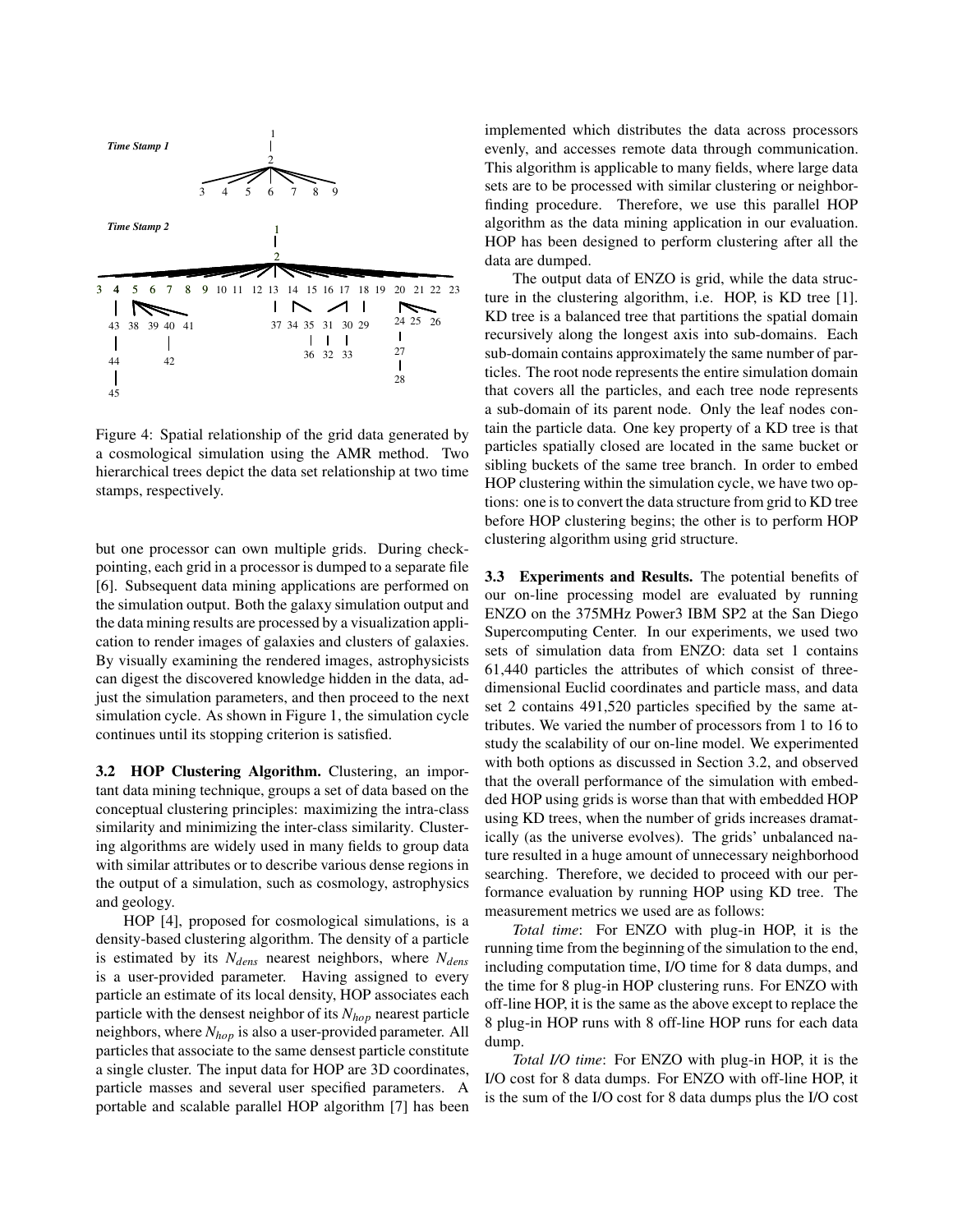Time Stamp 1

Time Stamp 2

Figure 4: Spatial relationship of the grid data generated by a cosmological simulation using the AMR method. Two hierarchical trees depict the data set relationship at two time stamps, respectively.

but one processor can own multiple grids. During checkpointing, each grid in a processor is dumped to a separate file [6]. Subsequent data mining applications are performed on the simulation output. Both the galaxy simulation output and the data mining results are processed by a visualization application to render images of galaxies and clusters of galaxies. By visually examining the rendered images, astrophysicists can digest the discovered knowledge hidden in the data, adjust the simulation parameters, and then proceed to the next simulation cycle. As shown in Figure 1, the simulation cycle continues until its stopping criterion is satisfied.

**3.2 HOP Clustering Algorithm.** Clustering, an important data mining technique, groups a set of data based on the conceptual clustering principles: maximizing the intra-class similarity and minimizing the inter-class similarity. Clustering algorithms are widely used in many fields to group data with similar attributes or to describe various dense regions in the output of a simulation, such as cosmology, astrophysics and geology.

HOP [4], proposed for cosmological simulations, is a density-based clustering algorithm. The density of a particle is estimated by its $N_{dens}$ nearest neighbors, where $N_{dens}$ is a user-provided parameter. Having assigned to every particle an estimate of its local density, HOP associates each particle with the densest neighbor of its $N_{hop}$ nearest particle neighbors, where $N_{hop}$ is also a user-provided parameter. All particles that associate to the same densest particle constitute a single cluster. The input data for HOP are 3D coordinates, particle masses and several user specified parameters. A portable and scalable parallel HOP algorithm [7] has been implemented which distributes the data across processors evenly, and accesses remote data through communication. This algorithm is applicable to many fields, where large data sets are to be processed with similar clustering or neighbor-finding procedure. Therefore, we use this parallel HOP algorithm as the data mining application in our evaluation. HOP has been designed to perform clustering after all the data are dumped.

The output data of ENZO is grid, while the data structure in the clustering algorithm, i.e. HOP, is KD tree [1]. KD tree is a balanced tree that partitions the spatial domain recursively along the longest axis into sub-domains. Each sub-domain contains approximately the same number of particles. The root node represents the entire simulation domain that covers all the particles, and each tree node represents a sub-domain of its parent node. Only the leaf nodes contain the particle data. One key property of a KD tree is that particles spatially closed are located in the same bucket or sibling buckets of the same tree branch. In order to embed HOP clustering within the simulation cycle, we have two options: one is to convert the data structure from grid to KD tree before HOP clustering begins; the other is to perform HOP clustering algorithm using grid structure.

**3.3 Experiments and Results.** The potential benefits of our on-line processing model are evaluated by running ENZO on the 375MHz Power3 IBM SP2 at the San Diego Supercomputing Center. In our experiments, we used two sets of simulation data from ENZO: data set 1 contains 61,440 particles the attributes of which consist of three-dimensional Euclid coordinates and particle mass, and data set 2 contains 491,520 particles specified by the same attributes. We varied the number of processors from 1 to 16 to study the scalability of our on-line model. We experimented with both options as discussed in Section 3.2, and observed that the overall performance of the simulation with embedded HOP using grids is worse than that with embedded HOP using KD trees, when the number of grids increases dramatically (as the universe evolves). The grids' unbalanced nature resulted in a huge amount of unnecessary neighborhood searching. Therefore, we decided to proceed with our performance evaluation by running HOP using KD tree. The measurement metrics we used are as follows:

*Total time*: For ENZO with plug-in HOP, it is the running time from the beginning of the simulation to the end, including computation time, I/O time for 8 data dumps, and the time for 8 plug-in HOP clustering runs. For ENZO with off-line HOP, it is the same as the above except to replace the 8 plug-in HOP runs with 8 off-line HOP runs for each data dump.

*Total I/O time*: For ENZO with plug-in HOP, it is the I/O cost for 8 data dumps. For ENZO with off-line HOP, it is the sum of the I/O cost for 8 data dumps plus the I/O cost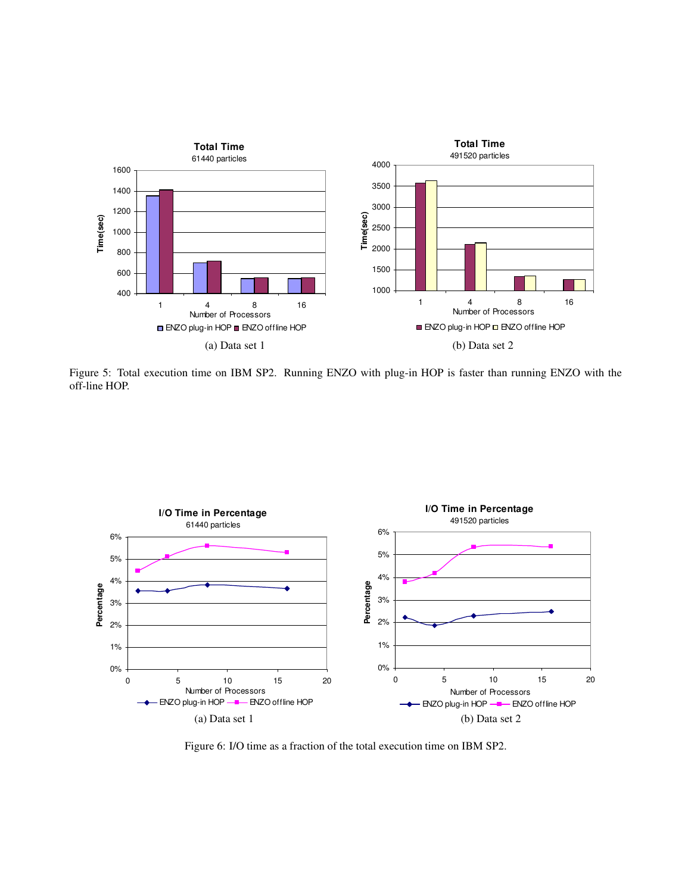Total Time
61440 particles

Time(sec)

1600
1400
1200
1000
800
600
400

1
4
8
16

Number of Processors

ENZO plug-in HOP
ENZO offline HOP

(a) Data set 1

Total Time
491520 particles

Time(sec)

4000
3500
3000
2500
2000
1500
1000

1
4
8
16

Number of Processors

ENZO plug-in HOP
ENZO offline HOP

(b) Data set 2

Figure 5: Total execution time on IBM SP2. Running ENZO with plug-in HOP is faster than running ENZO with the off-line HOP.

I/O Time in Percentage
61440 particles

Percentage

6%
5%
4%
3%
2%
1%
0%

0
5
10
15
20

Number of Processors

ENZO plug-in HOP
ENZO offline HOP

(a) Data set 1

I/O Time in Percentage
491520 particles

Percentage

6%
5%
4%
3%
2%
1%
0%

0
5
10
15
20

Number of Processors

ENZO plug-in HOP
ENZO offline HOP

(b) Data set 2

Figure 6: I/O time as a fraction of the total execution time on IBM SP2.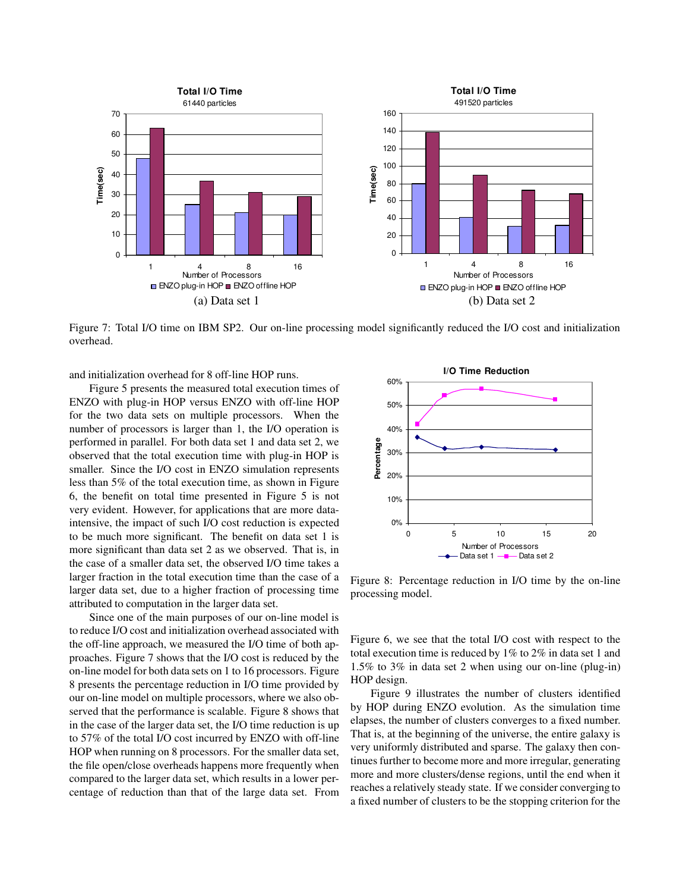Total I/O Time
61440 particles

Time(sec)
70
60
50
40
30
20
10
0

1
4
8
16
Number of Processors

ENZO plug-in HOP
ENZO offline HOP

(a) Data set 1

Total I/O Time
491520 particles

Time(sec)
160
140
120
100
80
60
40
20
0

1
4
8
16
Number of Processors

ENZO plug-in HOP
ENZO offline HOP

(b) Data set 2

Figure 7: Total I/O time on IBM SP2. Our on-line processing model significantly reduced the I/O cost and initialization overhead.

and initialization overhead for 8 off-line HOP runs.

Figure 5 presents the measured total execution times of ENZO with plug-in HOP versus ENZO with off-line HOP for the two data sets on multiple processors. When the number of processors is larger than 1, the I/O operation is performed in parallel. For both data set 1 and data set 2, we observed that the total execution time with plug-in HOP is smaller. Since the I/O cost in ENZO simulation represents less than 5% of the total execution time, as shown in Figure 6, the benefit on total time presented in Figure 5 is not very evident. However, for applications that are more data-intensive, the impact of such I/O cost reduction is expected to be much more significant. The benefit on data set 1 is more significant than data set 2 as we observed. That is, in the case of a smaller data set, the observed I/O time takes a larger fraction in the total execution time than the case of a larger data set, due to a higher fraction of processing time attributed to computation in the larger data set.

Since one of the main purposes of our on-line model is to reduce I/O cost and initialization overhead associated with the off-line approach, we measured the I/O time of both approaches. Figure 7 shows that the I/O cost is reduced by the on-line model for both data sets on 1 to 16 processors. Figure 8 presents the percentage reduction in I/O time provided by our on-line model on multiple processors, where we also observed that the performance is scalable. Figure 8 shows that in the case of the larger data set, the I/O time reduction is up to 57% of the total I/O cost incurred by ENZO with off-line HOP when running on 8 processors. For the smaller data set, the file open/close overheads happens more frequently when compared to the larger data set, which results in a lower percentage of reduction than that of the large data set. From

I/O Time Reduction

Percentage
60%
50%
40%
30%
20%
10%
0%

0
5
10
15
20
Number of Processors

Data set 1
Data set 2

Figure 8: Percentage reduction in I/O time by the on-line processing model.

Figure 6, we see that the total I/O cost with respect to the total execution time is reduced by 1% to 2% in data set 1 and 1.5% to 3% in data set 2 when using our on-line (plug-in) HOP design.

Figure 9 illustrates the number of clusters identified by HOP during ENZO evolution. As the simulation time elapses, the number of clusters converges to a fixed number. That is, at the beginning of the universe, the entire galaxy is very uniformly distributed and sparse. The galaxy then continues further to become more and more irregular, generating more and more clusters/dense regions, until the end when it reaches a relatively steady state. If we consider converging to a fixed number of clusters to be the stopping criterion for the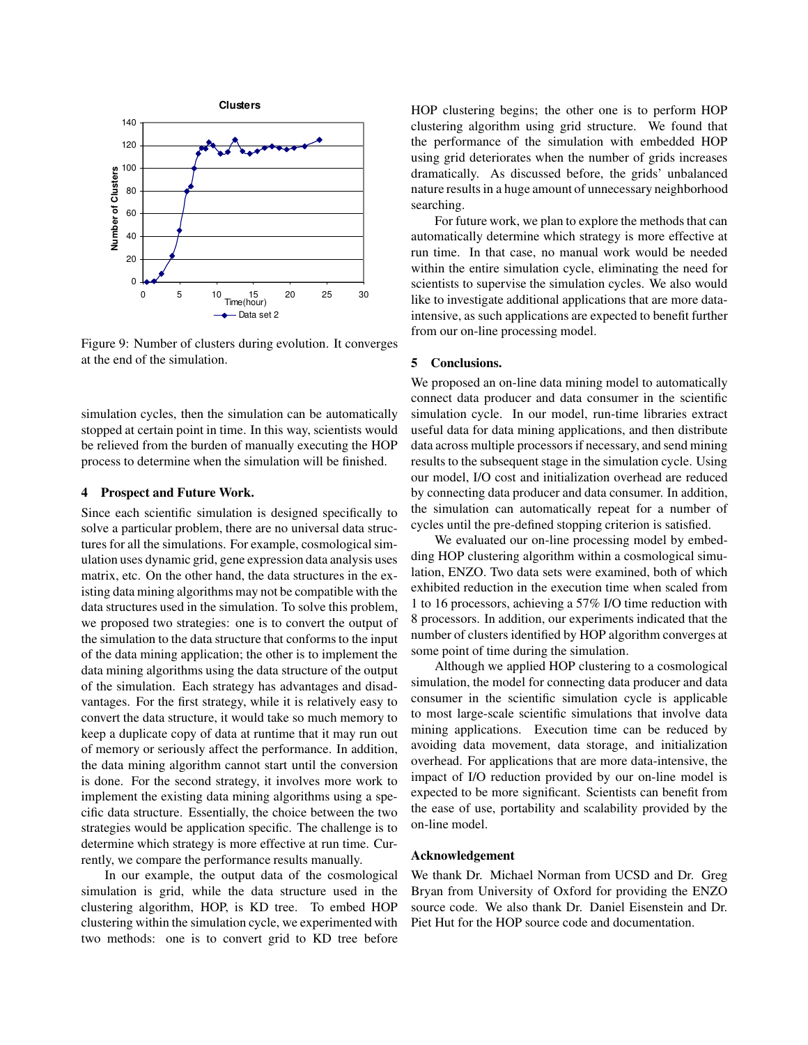Clusters

Number of Clusters

140
120
100
80
60
40
20
0

0 5 10 15 20 25 30

Time(hour)

Data set 2

Figure 9: Number of clusters during evolution. It converges at the end of the simulation.

simulation cycles, then the simulation can be automatically stopped at certain point in time. In this way, scientists would be relieved from the burden of manually executing the HOP process to determine when the simulation will be finished.

## 4 Prospect and Future Work.

Since each scientific simulation is designed specifically to solve a particular problem, there are no universal data structures for all the simulations. For example, cosmological simulation uses dynamic grid, gene expression data analysis uses matrix, etc. On the other hand, the data structures in the existing data mining algorithms may not be compatible with the data structures used in the simulation. To solve this problem, we proposed two strategies: one is to convert the output of the simulation to the data structure that conforms to the input of the data mining application; the other is to implement the data mining algorithms using the data structure of the output of the simulation. Each strategy has advantages and disadvantages. For the first strategy, while it is relatively easy to convert the data structure, it would take so much memory to keep a duplicate copy of data at runtime that it may run out of memory or seriously affect the performance. In addition, the data mining algorithm cannot start until the conversion is done. For the second strategy, it involves more work to implement the existing data mining algorithms using a specific data structure. Essentially, the choice between the two strategies would be application specific. The challenge is to determine which strategy is more effective at run time. Currently, we compare the performance results manually.

In our example, the output data of the cosmological simulation is grid, while the data structure used in the clustering algorithm, HOP, is KD tree. To embed HOP clustering within the simulation cycle, we experimented with two methods: one is to convert grid to KD tree before HOP clustering begins; the other one is to perform HOP clustering algorithm using grid structure. We found that the performance of the simulation with embedded HOP using grid deteriorates when the number of grids increases dramatically. As discussed before, the grids' unbalanced nature results in a huge amount of unnecessary neighborhood searching.

For future work, we plan to explore the methods that can automatically determine which strategy is more effective at run time. In that case, no manual work would be needed within the entire simulation cycle, eliminating the need for scientists to supervise the simulation cycles. We also would like to investigate additional applications that are more data-intensive, as such applications are expected to benefit further from our on-line processing model.

## 5 Conclusions.

We proposed an on-line data mining model to automatically connect data producer and data consumer in the scientific simulation cycle. In our model, run-time libraries extract useful data for data mining applications, and then distribute data across multiple processors if necessary, and send mining results to the subsequent stage in the simulation cycle. Using our model, I/O cost and initialization overhead are reduced by connecting data producer and data consumer. In addition, the simulation can automatically repeat for a number of cycles until the pre-defined stopping criterion is satisfied.

We evaluated our on-line processing model by embedding HOP clustering algorithm within a cosmological simulation, ENZO. Two data sets were examined, both of which exhibited reduction in the execution time when scaled from 1 to 16 processors, achieving a 57% I/O time reduction with 8 processors. In addition, our experiments indicated that the number of clusters identified by HOP algorithm converges at some point of time during the simulation.

Although we applied HOP clustering to a cosmological simulation, the model for connecting data producer and data consumer in the scientific simulation cycle is applicable to most large-scale scientific simulations that involve data mining applications. Execution time can be reduced by avoiding data movement, data storage, and initialization overhead. For applications that are more data-intensive, the impact of I/O reduction provided by our on-line model is expected to be more significant. Scientists can benefit from the ease of use, portability and scalability provided by the on-line model.

## Acknowledgement

We thank Dr. Michael Norman from UCSD and Dr. Greg Bryan from University of Oxford for providing the ENZO source code. We also thank Dr. Daniel Eisenstein and Dr. Piet Hut for the HOP source code and documentation.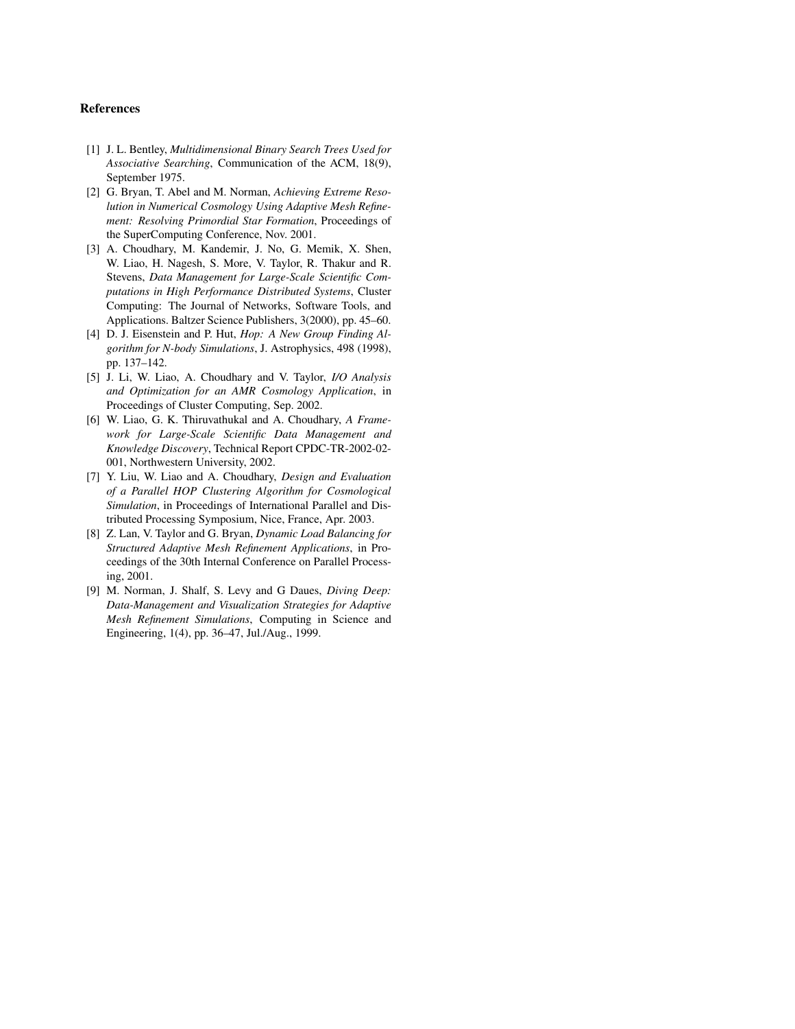## References

[1] J. L. Bentley, *Multidimensional Binary Search Trees Used for Associative Searching*, Communication of the ACM, 18(9), September 1975.

[2] G. Bryan, T. Abel and M. Norman, *Achieving Extreme Resolution in Numerical Cosmology Using Adaptive Mesh Refinement: Resolving Primordial Star Formation*, Proceedings of the SuperComputing Conference, Nov. 2001.

[3] A. Choudhary, M. Kandemir, J. No, G. Memik, X. Shen, W. Liao, H. Nagesh, S. More, V. Taylor, R. Thakur and R. Stevens, *Data Management for Large-Scale Scientific Computations in High Performance Distributed Systems*, Cluster Computing: The Journal of Networks, Software Tools, and Applications. Baltzer Science Publishers, 3(2000), pp. 45–60.

[4] D. J. Eisenstein and P. Hut, *Hop: A New Group Finding Algorithm for N-body Simulations*, J. Astrophysics, 498 (1998), pp. 137–142.

[5] J. Li, W. Liao, A. Choudhary and V. Taylor, *I/O Analysis and Optimization for an AMR Cosmology Application*, in Proceedings of Cluster Computing, Sep. 2002.

[6] W. Liao, G. K. Thiruvathukal and A. Choudhary, *A Framework for Large-Scale Scientific Data Management and Knowledge Discovery*, Technical Report CPDC-TR-2002-02-001, Northwestern University, 2002.

[7] Y. Liu, W. Liao and A. Choudhary, *Design and Evaluation of a Parallel HOP Clustering Algorithm for Cosmological Simulation*, in Proceedings of International Parallel and Distributed Processing Symposium, Nice, France, Apr. 2003.

[8] Z. Lan, V. Taylor and G. Bryan, *Dynamic Load Balancing for Structured Adaptive Mesh Refinement Applications*, in Proceedings of the 30th Internal Conference on Parallel Processing, 2001.

[9] M. Norman, J. Shalf, S. Levy and G Daues, *Diving Deep: Data-Management and Visualization Strategies for Adaptive Mesh Refinement Simulations*, Computing in Science and Engineering, 1(4), pp. 36–47, Jul./Aug., 1999.